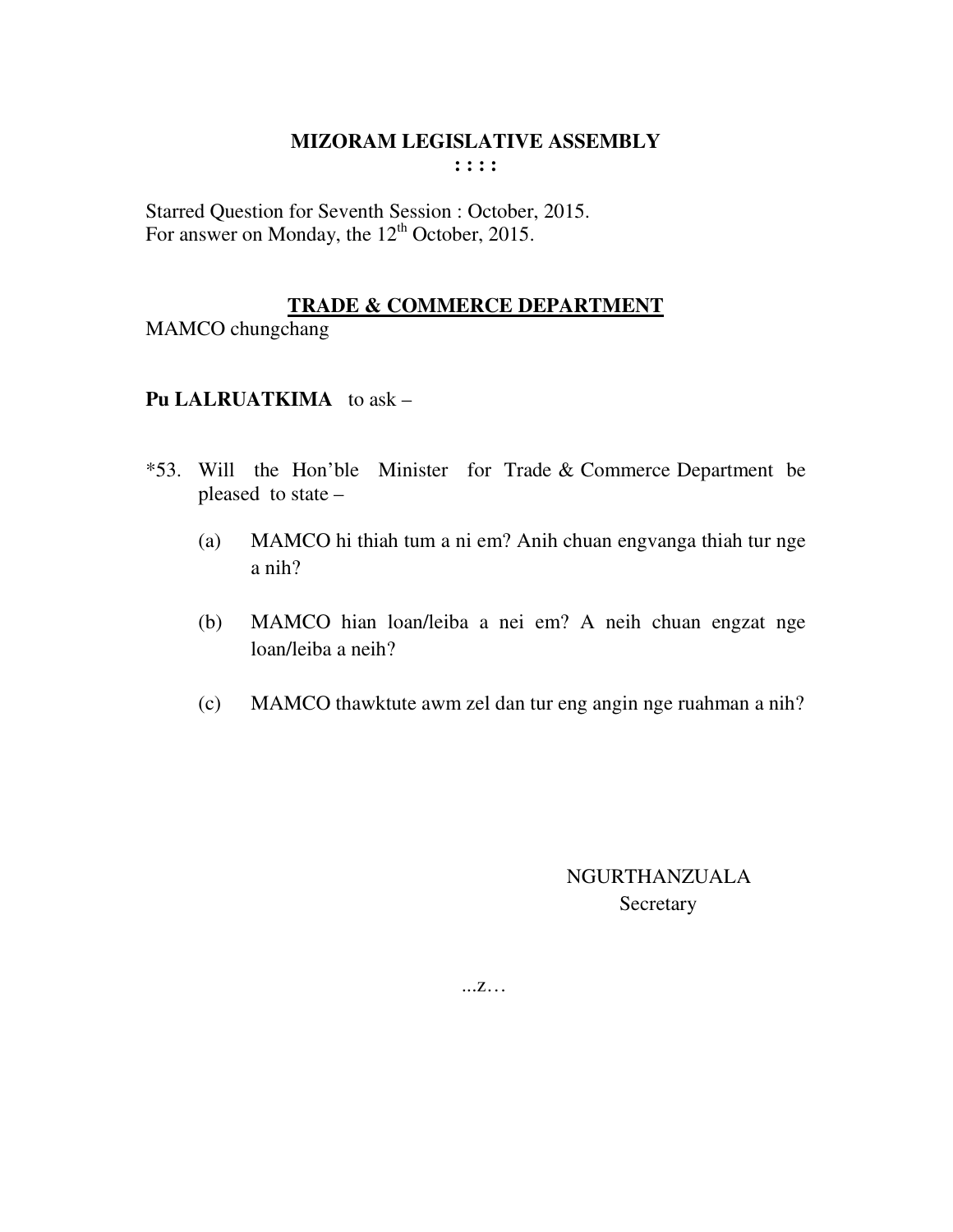# MIZORAM LEGISLATIVE ASSEMBLY

**: : : :**

Starred Question for Seventh Session : October, 2015.
For answer on Monday, the 12th October, 2015.

## TRADE & COMMERCE DEPARTMENT

MAMCO chungchang

**Pu LALRUATKIMA** to ask –

*53. Will the Hon'ble Minister for Trade & Commerce Department be pleased to state –

(a) MAMCO hi thiah tum a ni em? Anih chuan engvanga thiah tur nge a nih?

(b) MAMCO hian loan/leiba a nei em? A neih chuan engzat nge loan/leiba a neih?

(c) MAMCO thawktute awm zel dan tur eng angin nge ruahman a nih?

NGURTHANZUALA
Secretary

...z…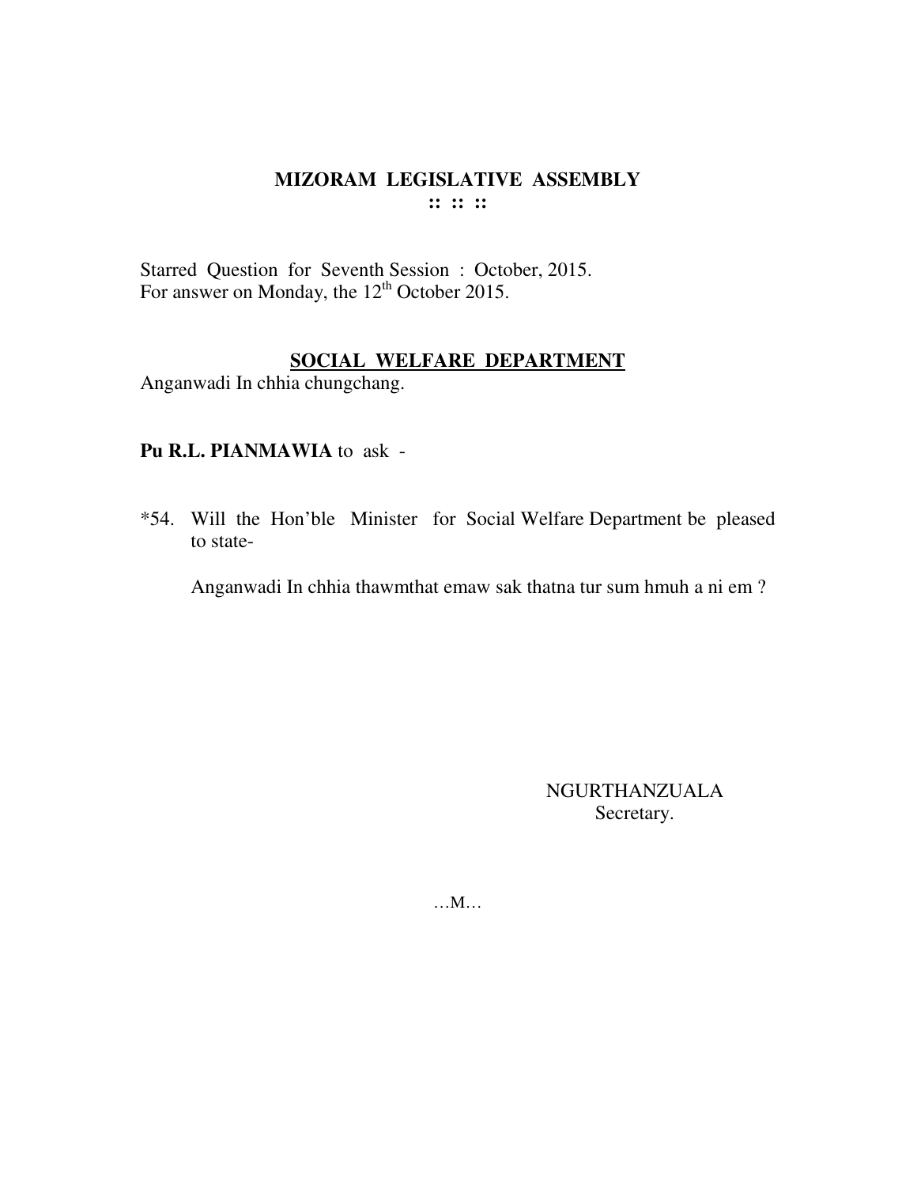# MIZORAM LEGISLATIVE ASSEMBLY

:: :: ::

Starred Question for Seventh Session : October, 2015.
For answer on Monday, the 12th October 2015.

## SOCIAL WELFARE DEPARTMENT

Anganwadi In chhia chungchang.

**Pu R.L. PIANMAWIA** to ask -

*54. Will the Hon'ble Minister for Social Welfare Department be pleased to state-

Anganwadi In chhia thawmthat emaw sak thatna tur sum hmuh a ni em ?

NGURTHANZUALA
Secretary.

…M…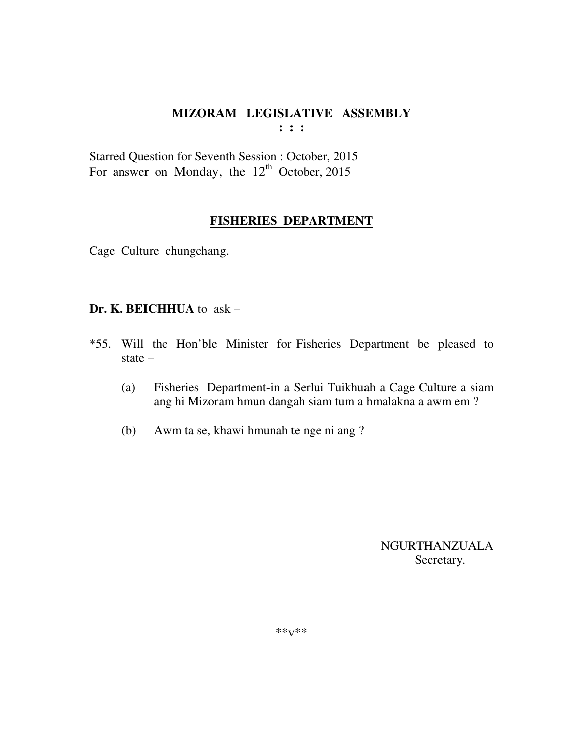# MIZORAM LEGISLATIVE ASSEMBLY

**: : :**

Starred Question for Seventh Session : October, 2015
For answer on Monday, the 12th October, 2015

## FISHERIES DEPARTMENT

Cage Culture chungchang.

**Dr. K. BEICHHUA** to ask –

*55. Will the Hon'ble Minister for Fisheries Department be pleased to state –

(a) Fisheries Department-in a Serlui Tuikhuah a Cage Culture a siam ang hi Mizoram hmun dangah siam tum a hmalakna a awm em ?

(b) Awm ta se, khawi hmunah te nge ni ang ?

NGURTHANZUALA
Secretary.

**v**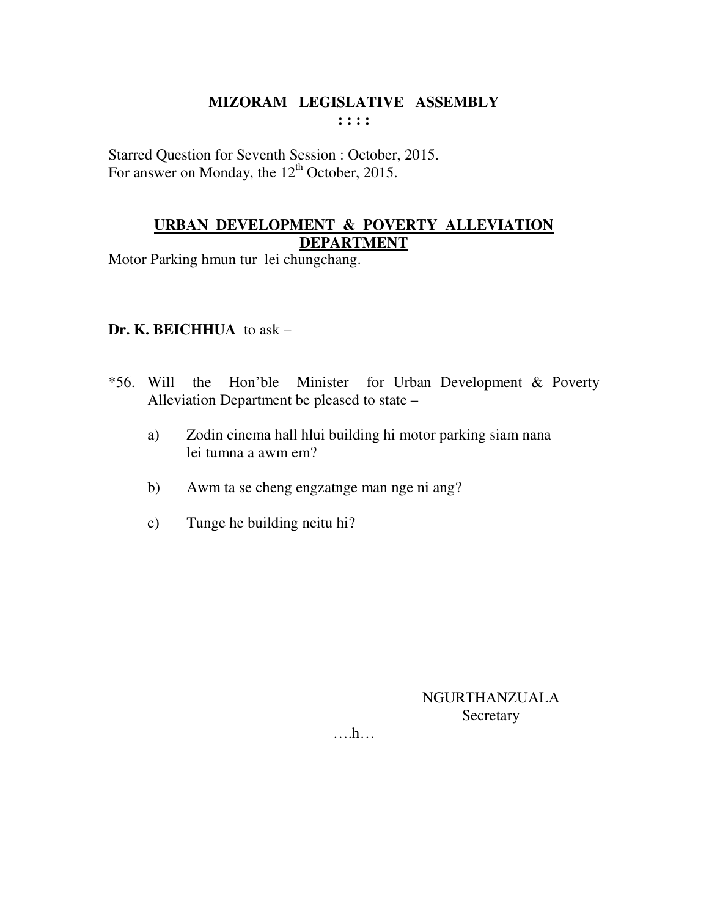# MIZORAM LEGISLATIVE ASSEMBLY

: : : :

Starred Question for Seventh Session : October, 2015.
For answer on Monday, the 12th October, 2015.

## URBAN DEVELOPMENT & POVERTY ALLEVIATION DEPARTMENT

Motor Parking hmun tur lei chungchang.

**Dr. K. BEICHHUA** to ask –

*56. Will the Hon'ble Minister for Urban Development & Poverty Alleviation Department be pleased to state –

a) Zodin cinema hall hlui building hi motor parking siam nana lei tumna a awm em?

b) Awm ta se cheng engzatnge man nge ni ang?

c) Tunge he building neitu hi?

NGURTHANZUALA
Secretary

….h…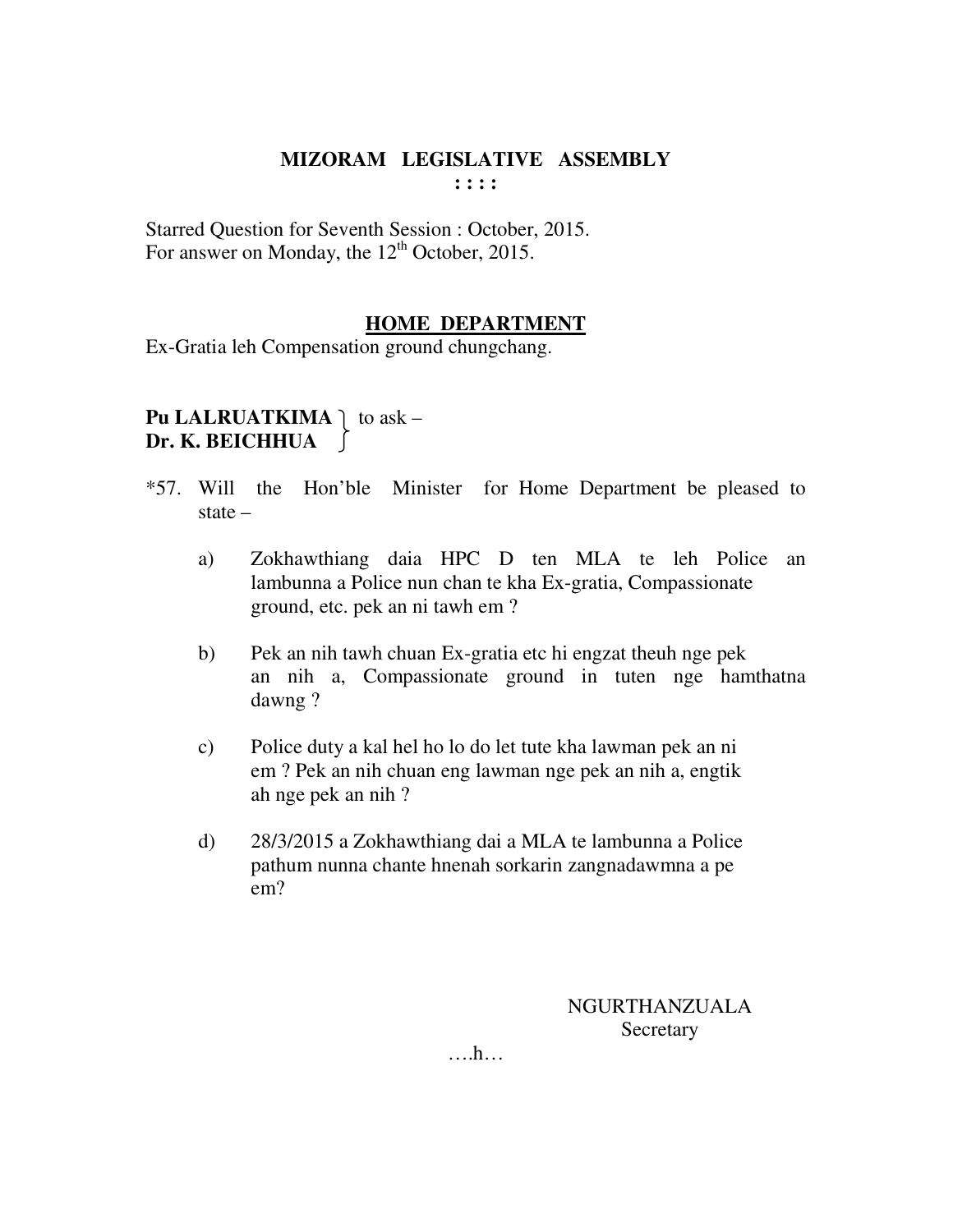# MIZORAM LEGISLATIVE ASSEMBLY

: : : :

Starred Question for Seventh Session : October, 2015.
For answer on Monday, the 12th October, 2015.

## HOME DEPARTMENT

Ex-Gratia leh Compensation ground chungchang.

**Pu LALRUATKIMA**
**Dr. K. BEICHHUA** } to ask –

*57. Will the Hon'ble Minister for Home Department be pleased to state –

a) Zokhawthiang daia HPC D ten MLA te leh Police an lambunna a Police nun chan te kha Ex-gratia, Compassionate ground, etc. pek an ni tawh em ?

b) Pek an nih tawh chuan Ex-gratia etc hi engzat theuh nge pek an nih a, Compassionate ground in tuten nge hamthatna dawng ?

c) Police duty a kal hel ho lo do let tute kha lawman pek an ni em ? Pek an nih chuan eng lawman nge pek an nih a, engtik ah nge pek an nih ?

d) 28/3/2015 a Zokhawthiang dai a MLA te lambunna a Police pathum nunna chante hnenah sorkarin zangnadawmna a pe em?

NGURTHANZUALA
Secretary

….h…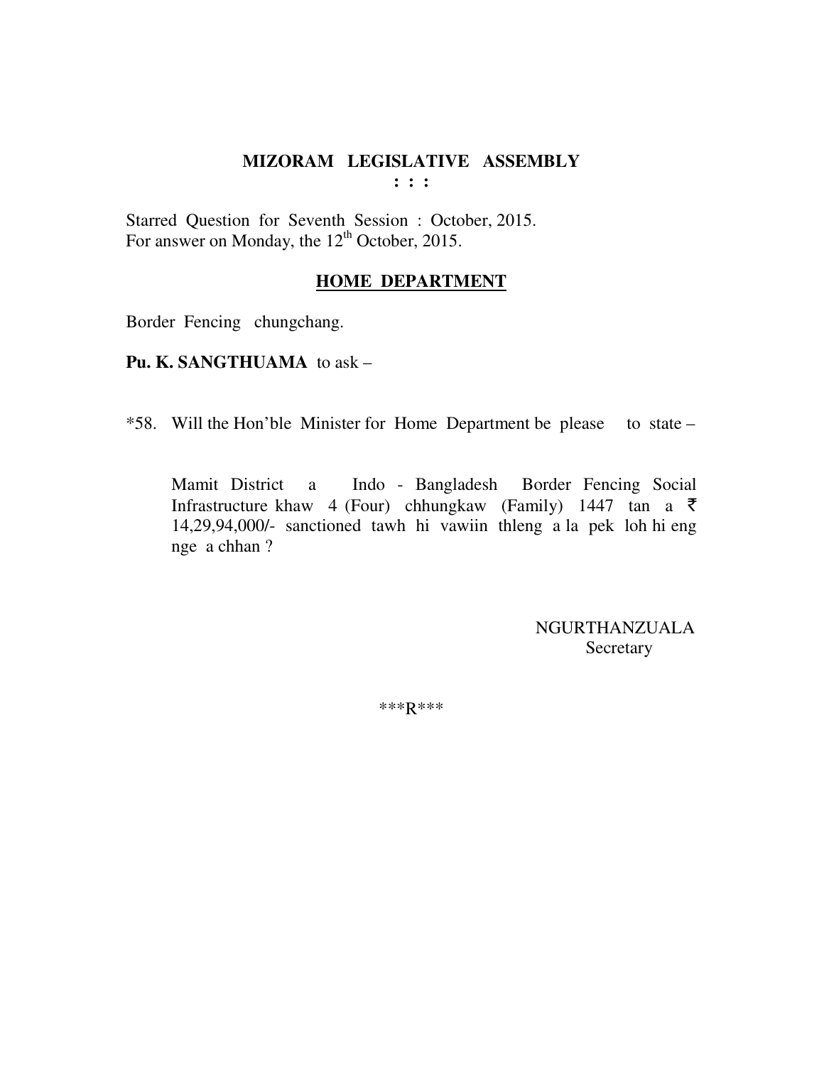# MIZORAM LEGISLATIVE ASSEMBLY

**: : :**

Starred Question for Seventh Session : October, 2015.
For answer on Monday, the 12th October, 2015.

## HOME DEPARTMENT

Border Fencing chungchang.

**Pu. K. SANGTHUAMA** to ask –

*58. Will the Hon'ble Minister for Home Department be please to state –

Mamit District a Indo - Bangladesh Border Fencing Social Infrastructure khaw 4 (Four) chhungkaw (Family) 1447 tan a ₹ 14,29,94,000/- sanctioned tawh hi vawiin thleng a la pek loh hi eng nge a chhan ?

NGURTHANZUALA
Secretary

\*\*\*R\*\*\*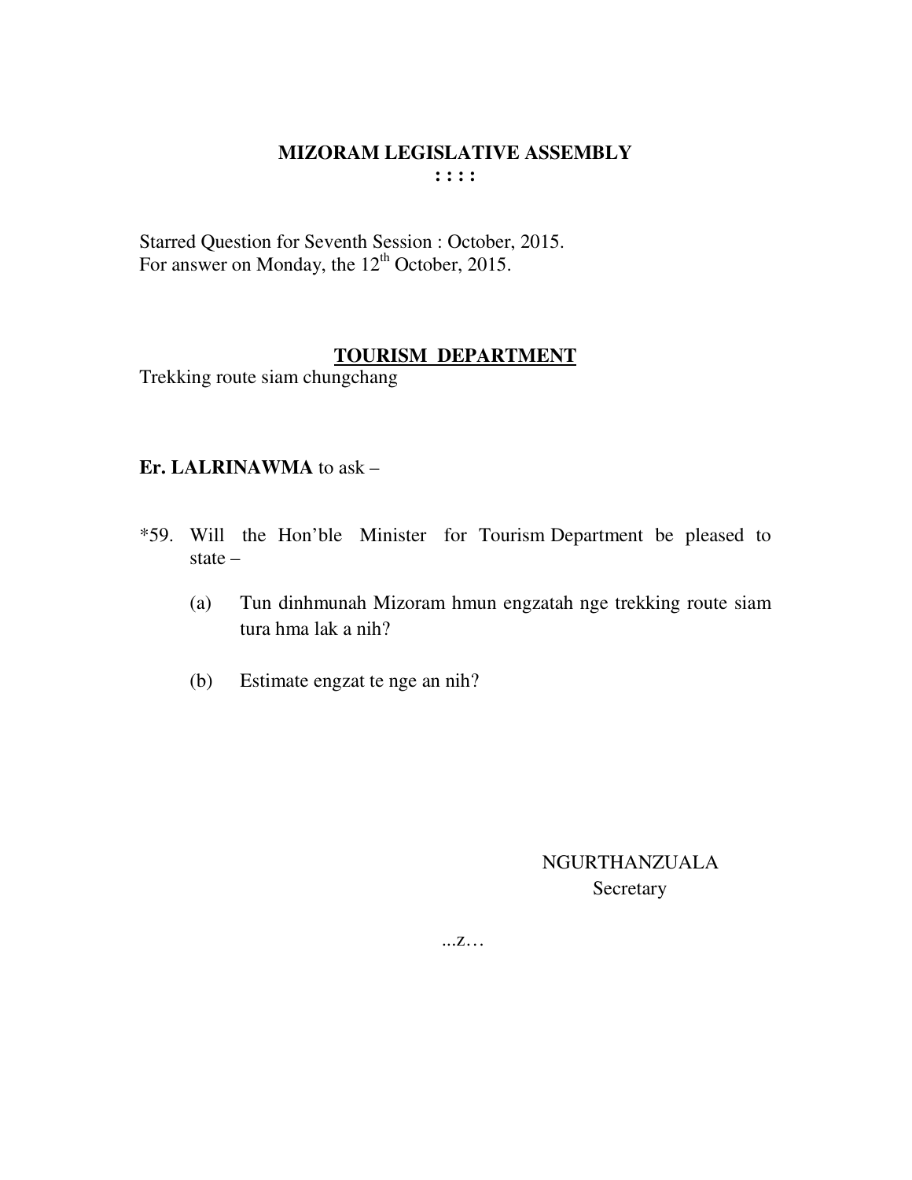# MIZORAM LEGISLATIVE ASSEMBLY

: : : :

Starred Question for Seventh Session : October, 2015.
For answer on Monday, the 12th October, 2015.

## TOURISM DEPARTMENT

Trekking route siam chungchang

**Er. LALRINAWMA** to ask –

*59. Will the Hon'ble Minister for Tourism Department be pleased to state –

(a) Tun dinhmunah Mizoram hmun engzatah nge trekking route siam tura hma lak a nih?

(b) Estimate engzat te nge an nih?

NGURTHANZUALA
Secretary

...z…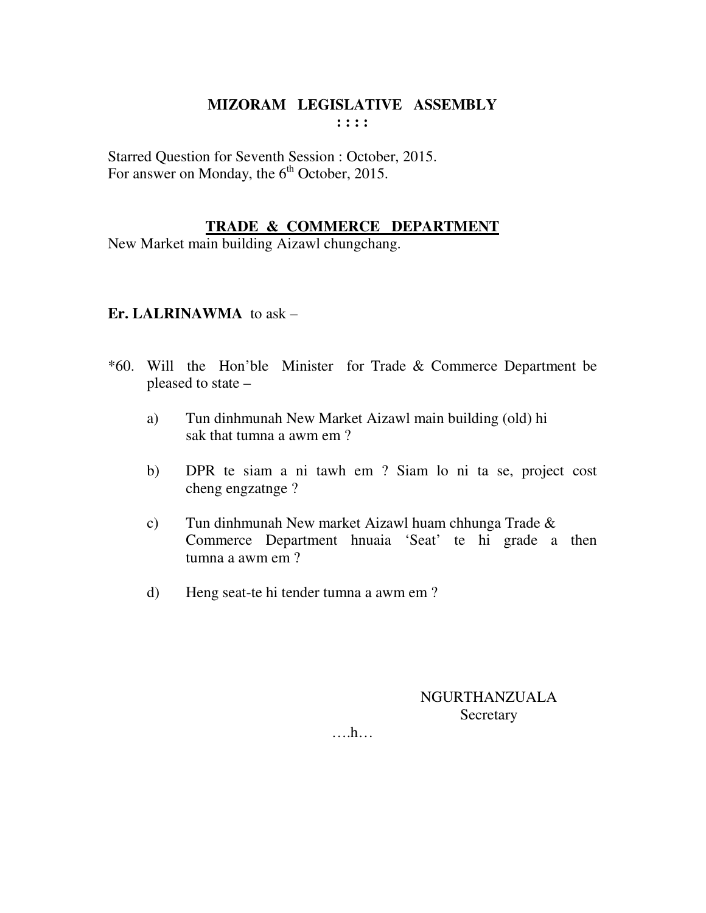# MIZORAM LEGISLATIVE ASSEMBLY

**: : : :**

Starred Question for Seventh Session : October, 2015.
For answer on Monday, the 6th October, 2015.

## TRADE & COMMERCE DEPARTMENT

New Market main building Aizawl chungchang.

**Er. LALRINAWMA** to ask –

*60. Will the Hon'ble Minister for Trade & Commerce Department be pleased to state –

a) Tun dinhmunah New Market Aizawl main building (old) hi sak that tumna a awm em ?

b) DPR te siam a ni tawh em ? Siam lo ni ta se, project cost cheng engzatnge ?

c) Tun dinhmunah New market Aizawl huam chhunga Trade & Commerce Department hnuaia 'Seat' te hi grade a then tumna a awm em ?

d) Heng seat-te hi tender tumna a awm em ?

NGURTHANZUALA
Secretary

….h…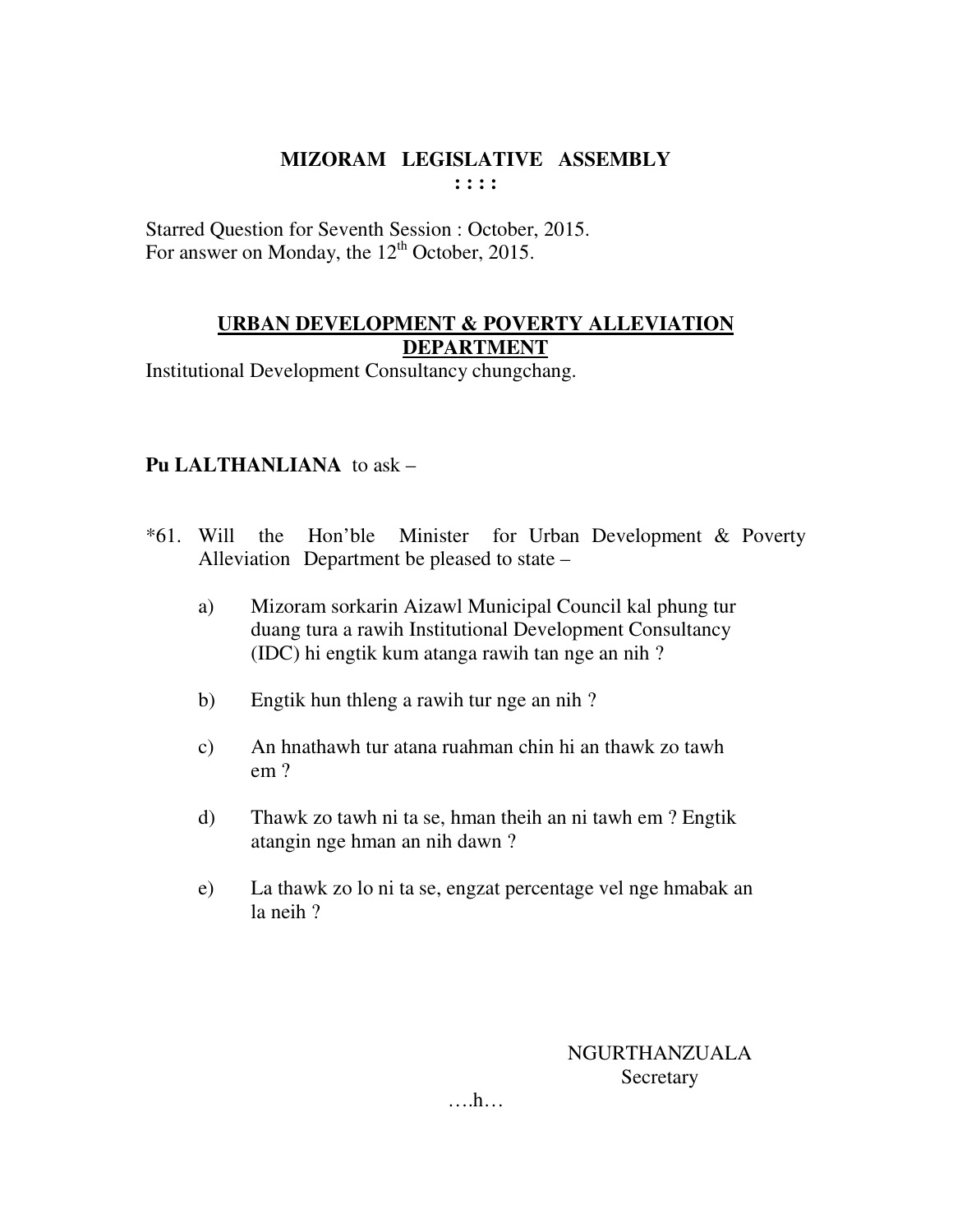# MIZORAM LEGISLATIVE ASSEMBLY

**: : : :**

Starred Question for Seventh Session : October, 2015.
For answer on Monday, the 12th October, 2015.

## URBAN DEVELOPMENT & POVERTY ALLEVIATION DEPARTMENT

Institutional Development Consultancy chungchang.

**Pu LALTHANLIANA** to ask –

*61. Will the Hon'ble Minister for Urban Development & Poverty Alleviation Department be pleased to state –

a) Mizoram sorkarin Aizawl Municipal Council kal phung tur duang tura a rawih Institutional Development Consultancy (IDC) hi engtik kum atanga rawih tan nge an nih ?

b) Engtik hun thleng a rawih tur nge an nih ?

c) An hnathawh tur atana ruahman chin hi an thawk zo tawh em ?

d) Thawk zo tawh ni ta se, hman theih an ni tawh em ? Engtik atangin nge hman an nih dawn ?

e) La thawk zo lo ni ta se, engzat percentage vel nge hmabak an la neih ?

NGURTHANZUALA
Secretary

….h…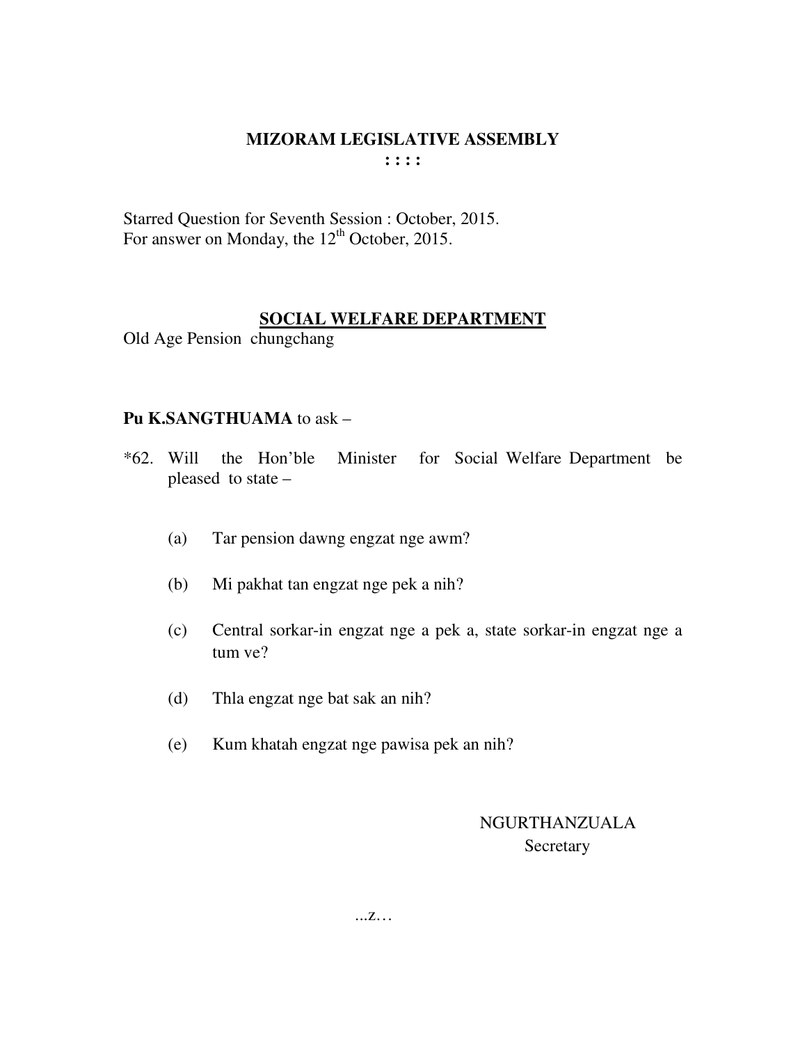# MIZORAM LEGISLATIVE ASSEMBLY

: : : :

Starred Question for Seventh Session : October, 2015.
For answer on Monday, the 12th October, 2015.

## SOCIAL WELFARE DEPARTMENT

Old Age Pension chungchang

**Pu K.SANGTHUAMA** to ask –

*62. Will the Hon'ble Minister for Social Welfare Department be pleased to state –

(a) Tar pension dawng engzat nge awm?

(b) Mi pakhat tan engzat nge pek a nih?

(c) Central sorkar-in engzat nge a pek a, state sorkar-in engzat nge a tum ve?

(d) Thla engzat nge bat sak an nih?

(e) Kum khatah engzat nge pawisa pek an nih?

NGURTHANZUALA
Secretary

...z…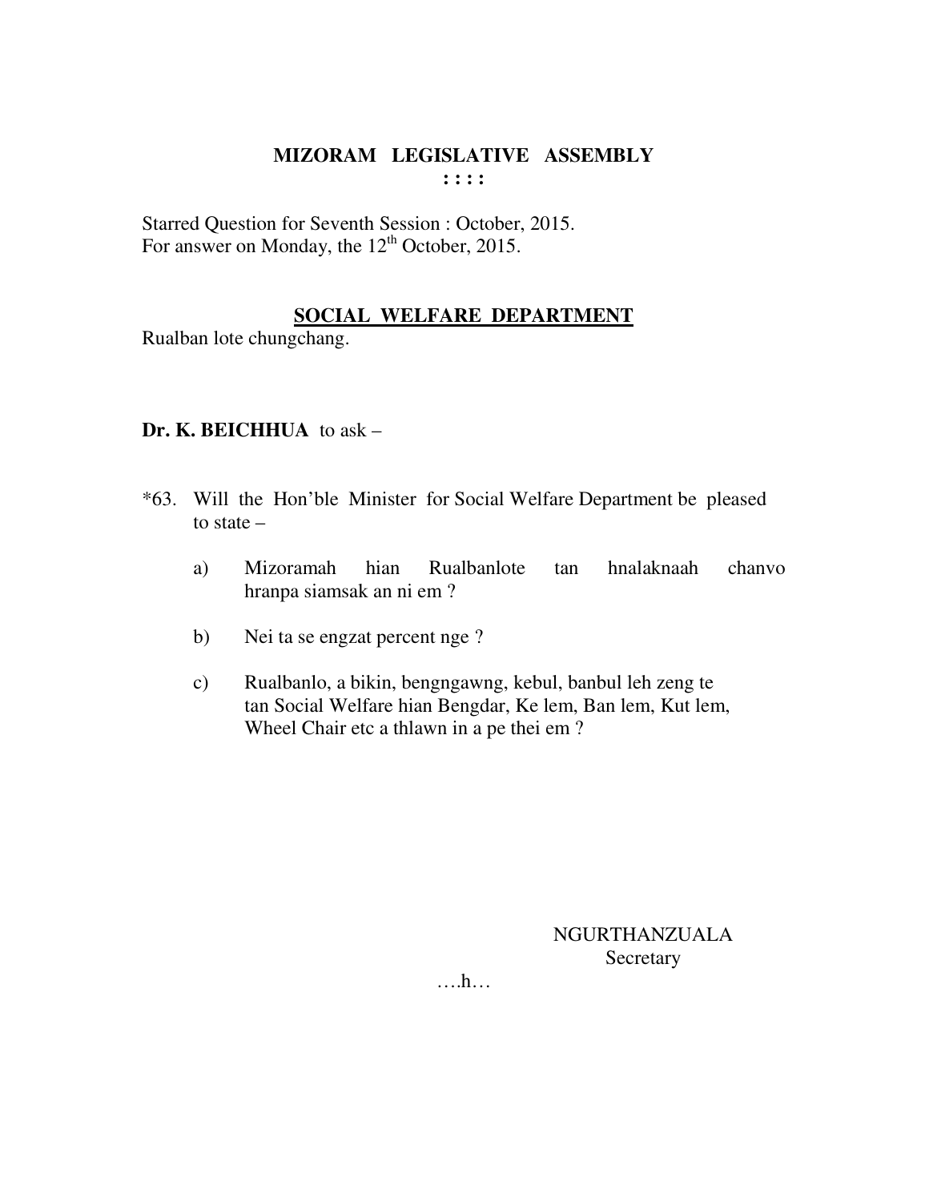# MIZORAM LEGISLATIVE ASSEMBLY

**: : : :**

Starred Question for Seventh Session : October, 2015.
For answer on Monday, the 12th October, 2015.

## SOCIAL WELFARE DEPARTMENT

Rualban lote chungchang.

**Dr. K. BEICHHUA** to ask –

*63. Will the Hon'ble Minister for Social Welfare Department be pleased to state –

a) Mizoramah hian Rualbanlote tan hnalaknaah chanvo hranpa siamsak an ni em ?

b) Nei ta se engzat percent nge ?

c) Rualbanlo, a bikin, bengngawng, kebul, banbul leh zeng te tan Social Welfare hian Bengdar, Ke lem, Ban lem, Kut lem, Wheel Chair etc a thlawn in a pe thei em ?

NGURTHANZUALA
Secretary

….h…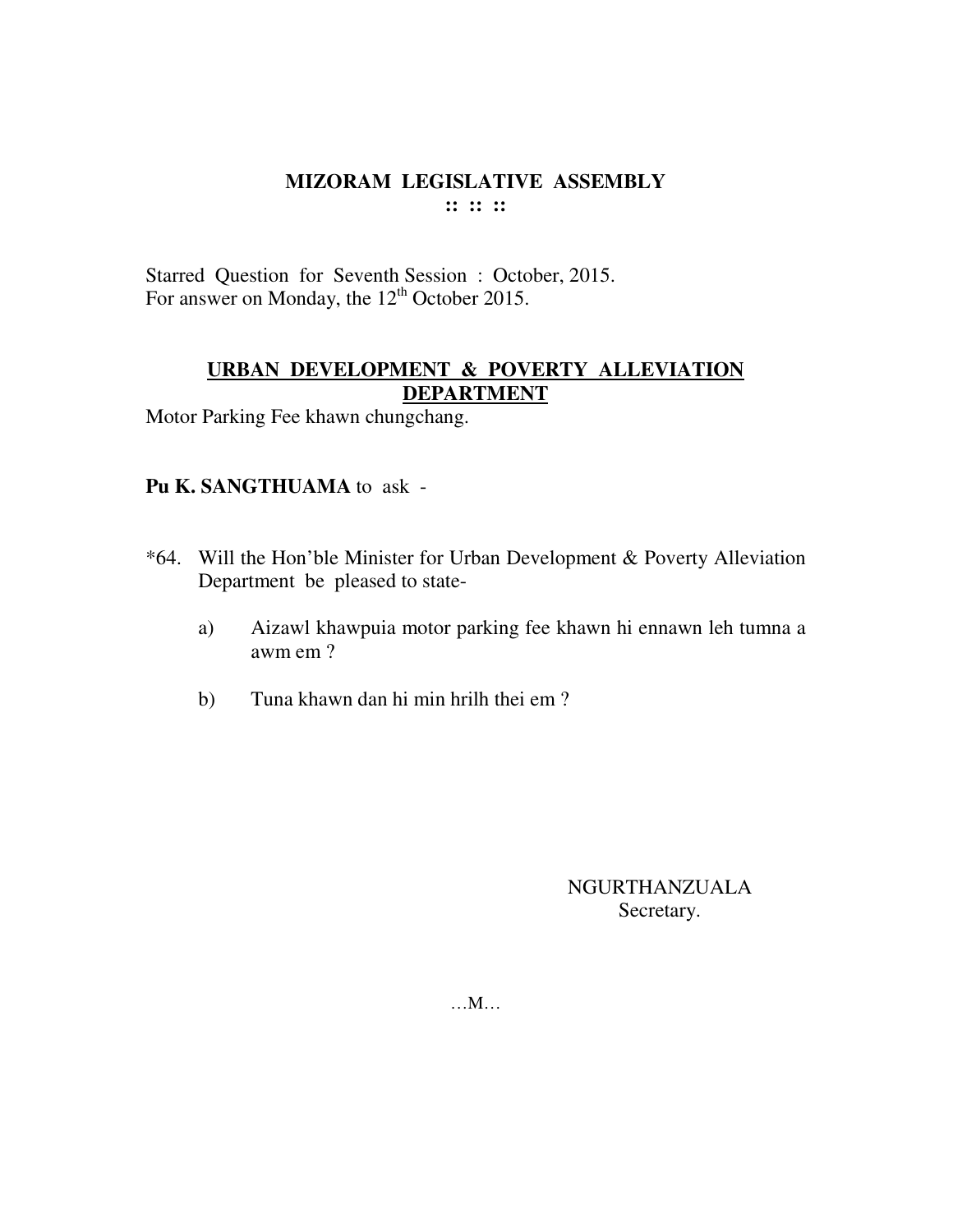# MIZORAM LEGISLATIVE ASSEMBLY

**:: :: ::**

Starred Question for Seventh Session : October, 2015.
For answer on Monday, the 12th October 2015.

## URBAN DEVELOPMENT & POVERTY ALLEVIATION DEPARTMENT

Motor Parking Fee khawn chungchang.

**Pu K. SANGTHUAMA** to ask -

*64. Will the Hon'ble Minister for Urban Development & Poverty Alleviation Department be pleased to state-

a) Aizawl khawpuia motor parking fee khawn hi ennawn leh tumna a awm em ?

b) Tuna khawn dan hi min hrilh thei em ?

NGURTHANZUALA
Secretary.

…M…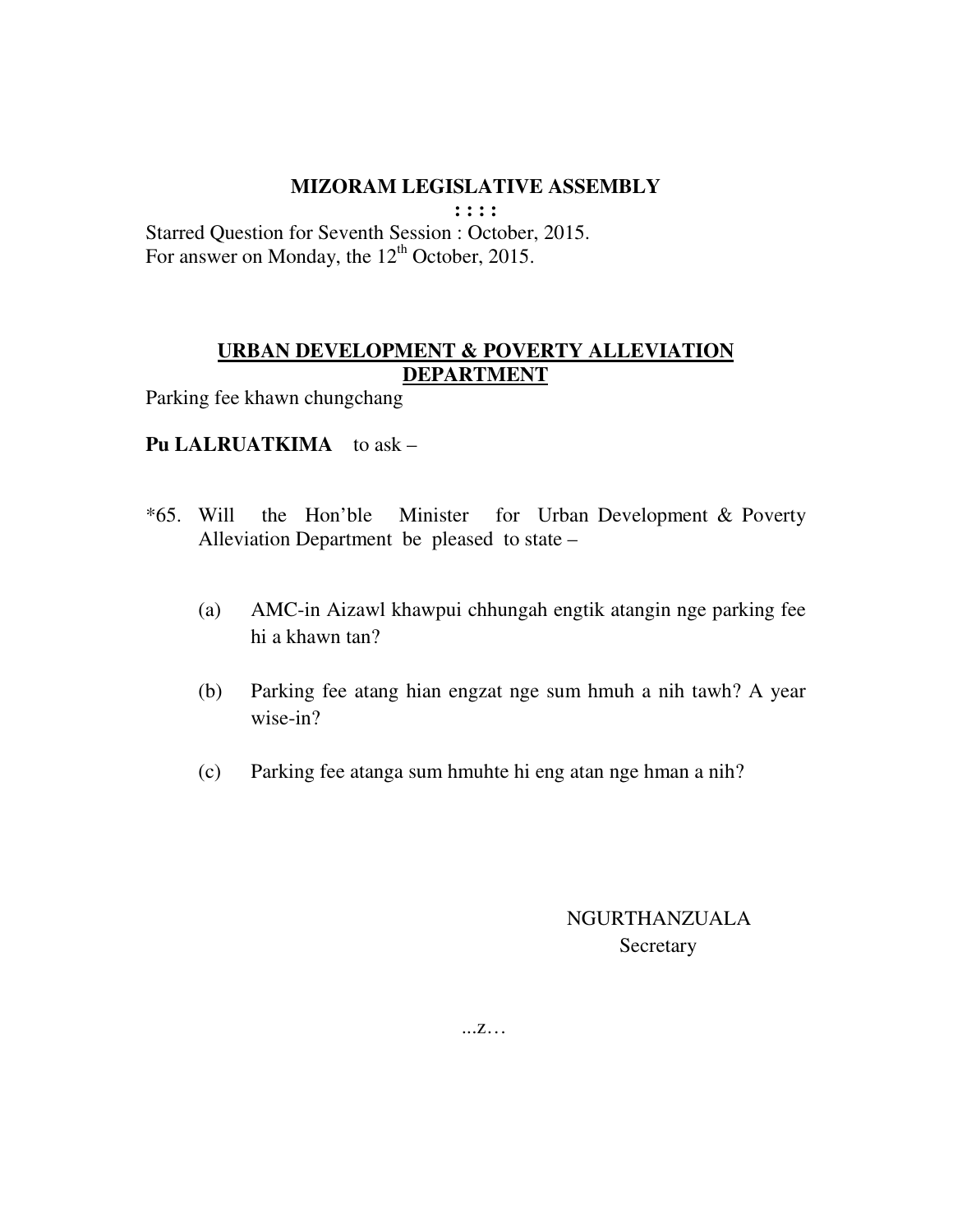# MIZORAM LEGISLATIVE ASSEMBLY

**: : : :**

Starred Question for Seventh Session : October, 2015.
For answer on Monday, the 12th October, 2015.

## URBAN DEVELOPMENT & POVERTY ALLEVIATION DEPARTMENT

Parking fee khawn chungchang

**Pu LALRUATKIMA** to ask –

*65. Will the Hon'ble Minister for Urban Development & Poverty Alleviation Department be pleased to state –

(a) AMC-in Aizawl khawpui chhungah engtik atangin nge parking fee hi a khawn tan?

(b) Parking fee atang hian engzat nge sum hmuh a nih tawh? A year wise-in?

(c) Parking fee atanga sum hmuhte hi eng atan nge hman a nih?

NGURTHANZUALA
Secretary

...z…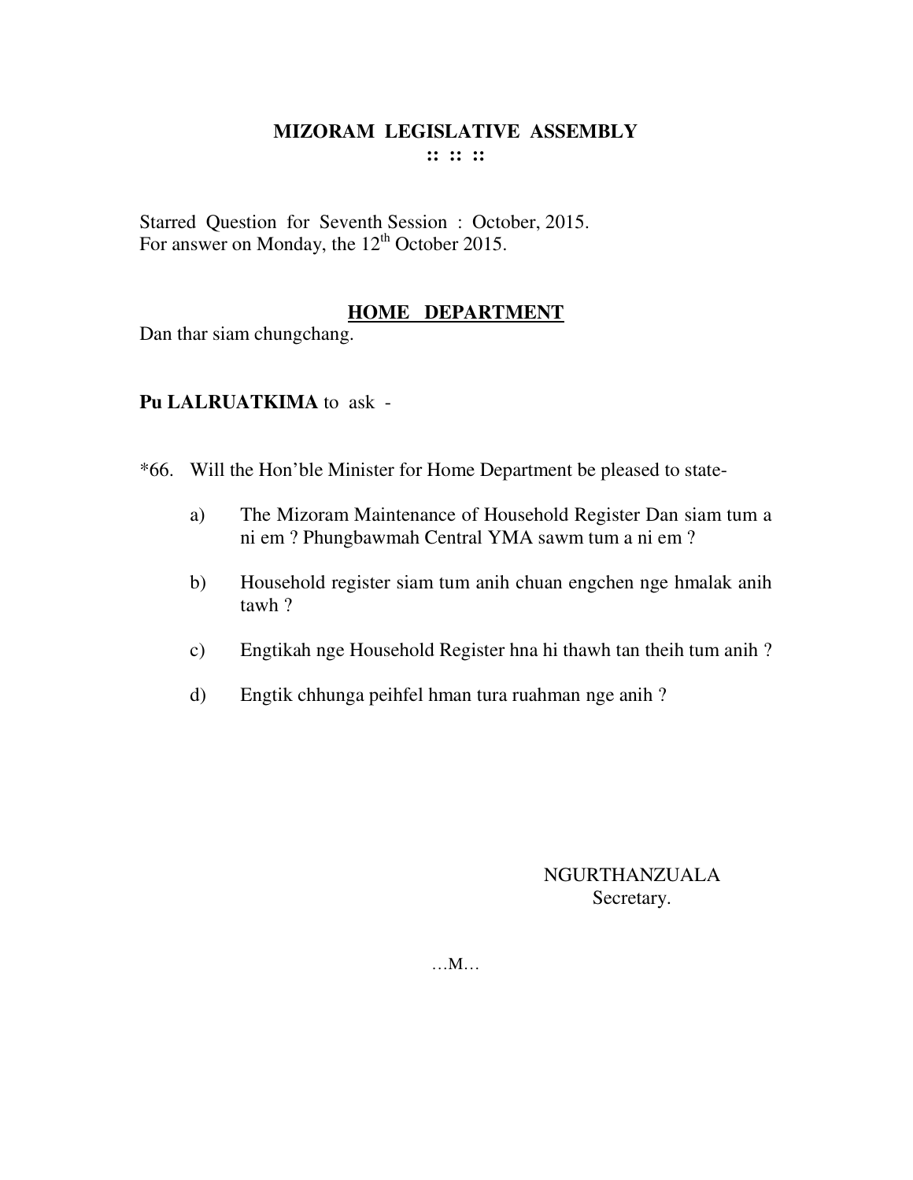# MIZORAM LEGISLATIVE ASSEMBLY

**:: :: ::**

Starred Question for Seventh Session : October, 2015.
For answer on Monday, the 12th October 2015.

## HOME DEPARTMENT

Dan thar siam chungchang.

**Pu LALRUATKIMA** to ask -

*66. Will the Hon'ble Minister for Home Department be pleased to state-

a) The Mizoram Maintenance of Household Register Dan siam tum a ni em ? Phungbawmah Central YMA sawm tum a ni em ?

b) Household register siam tum anih chuan engchen nge hmalak anih tawh ?

c) Engtikah nge Household Register hna hi thawh tan theih tum anih ?

d) Engtik chhunga peihfel hman tura ruahman nge anih ?

NGURTHANZUALA
Secretary.

…M…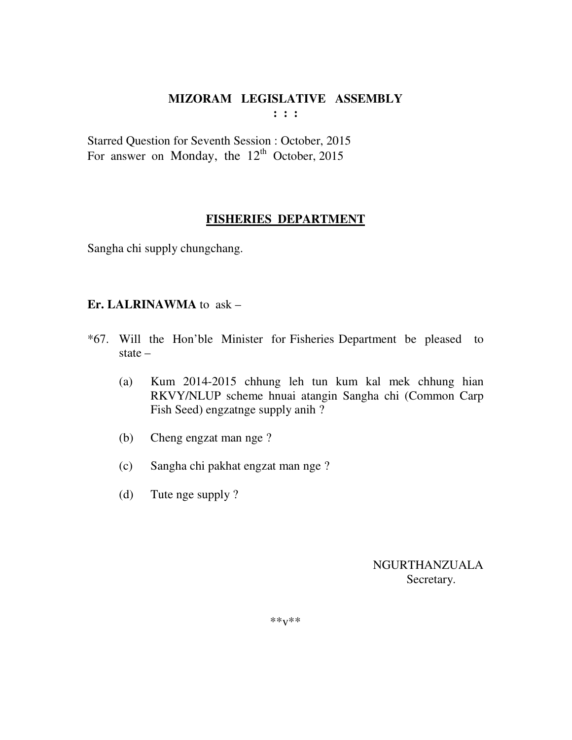# MIZORAM LEGISLATIVE ASSEMBLY

**: : :**

Starred Question for Seventh Session : October, 2015
For answer on Monday, the 12th October, 2015

## FISHERIES DEPARTMENT

Sangha chi supply chungchang.

**Er. LALRINAWMA** to ask –

*67. Will the Hon'ble Minister for Fisheries Department be pleased to state –

(a) Kum 2014-2015 chhung leh tun kum kal mek chhung hian RKVY/NLUP scheme hnuai atangin Sangha chi (Common Carp Fish Seed) engzatnge supply anih ?

(b) Cheng engzat man nge ?

(c) Sangha chi pakhat engzat man nge ?

(d) Tute nge supply ?

NGURTHANZUALA
Secretary.

**v**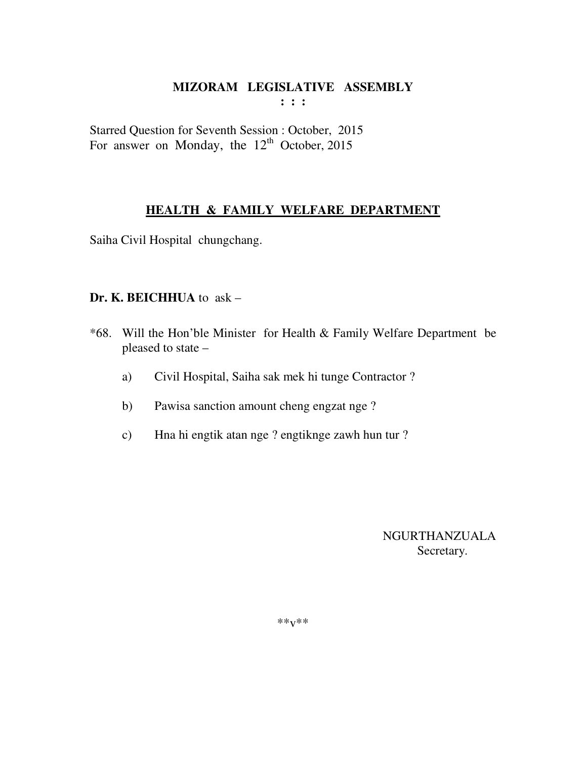**MIZORAM LEGISLATIVE ASSEMBLY**
**: : :**

Starred Question for Seventh Session : October, 2015
For answer on Monday, the 12th October, 2015

## HEALTH & FAMILY WELFARE DEPARTMENT

Saiha Civil Hospital chungchang.

**Dr. K. BEICHHUA** to ask –

*68. Will the Hon'ble Minister for Health & Family Welfare Department be pleased to state –

a) Civil Hospital, Saiha sak mek hi tunge Contractor ?

b) Pawisa sanction amount cheng engzat nge ?

c) Hna hi engtik atan nge ? engtiknge zawh hun tur ?

NGURTHANZUALA
Secretary.

**v**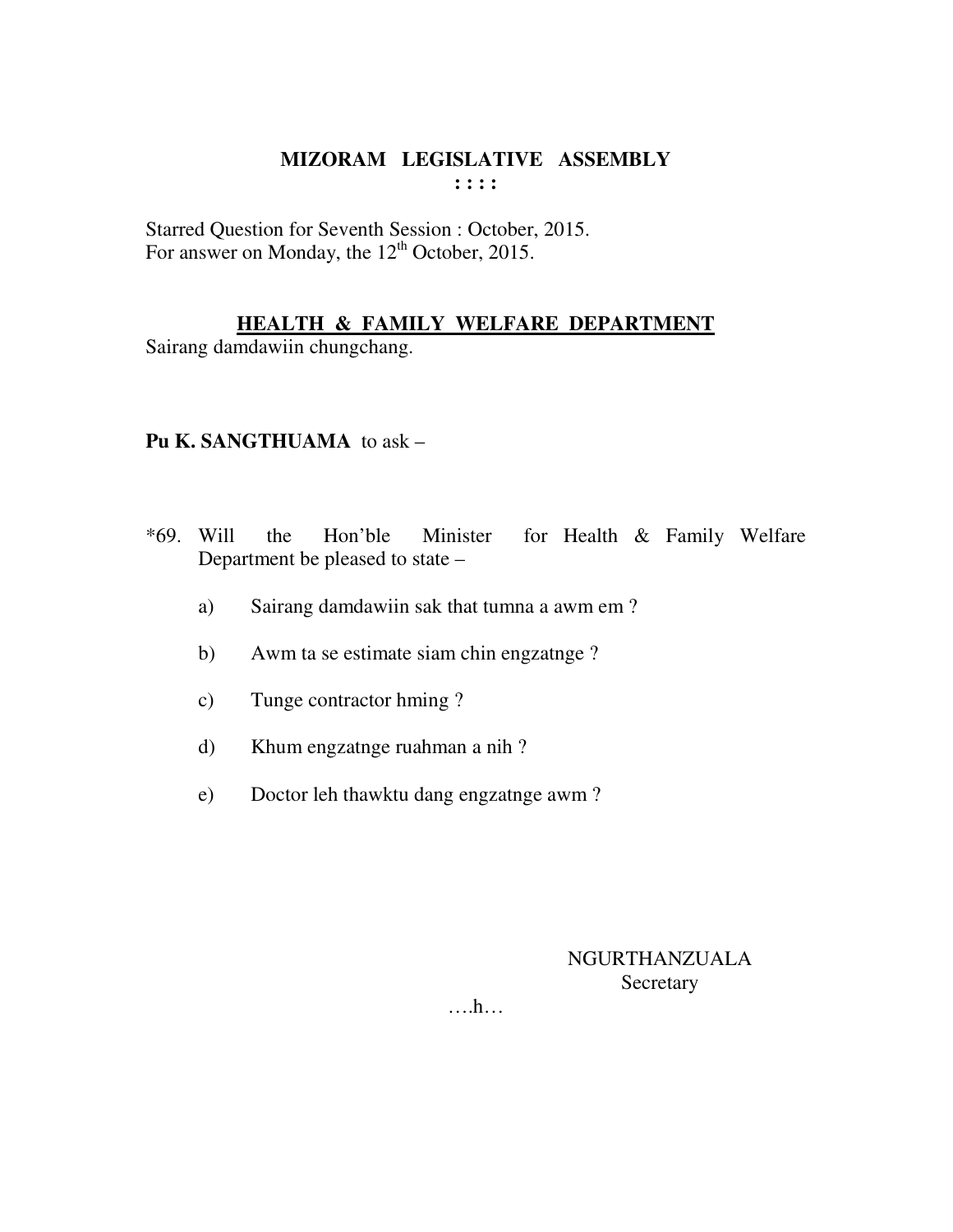# MIZORAM LEGISLATIVE ASSEMBLY

: : : :

Starred Question for Seventh Session : October, 2015.
For answer on Monday, the 12th October, 2015.

## HEALTH & FAMILY WELFARE DEPARTMENT

Sairang damdawiin chungchang.

**Pu K. SANGTHUAMA** to ask –

*69. Will the Hon'ble Minister for Health & Family Welfare Department be pleased to state –

a) Sairang damdawiin sak that tumna a awm em ?

b) Awm ta se estimate siam chin engzatnge ?

c) Tunge contractor hming ?

d) Khum engzatnge ruahman a nih ?

e) Doctor leh thawktu dang engzatnge awm ?

NGURTHANZUALA
Secretary

….h…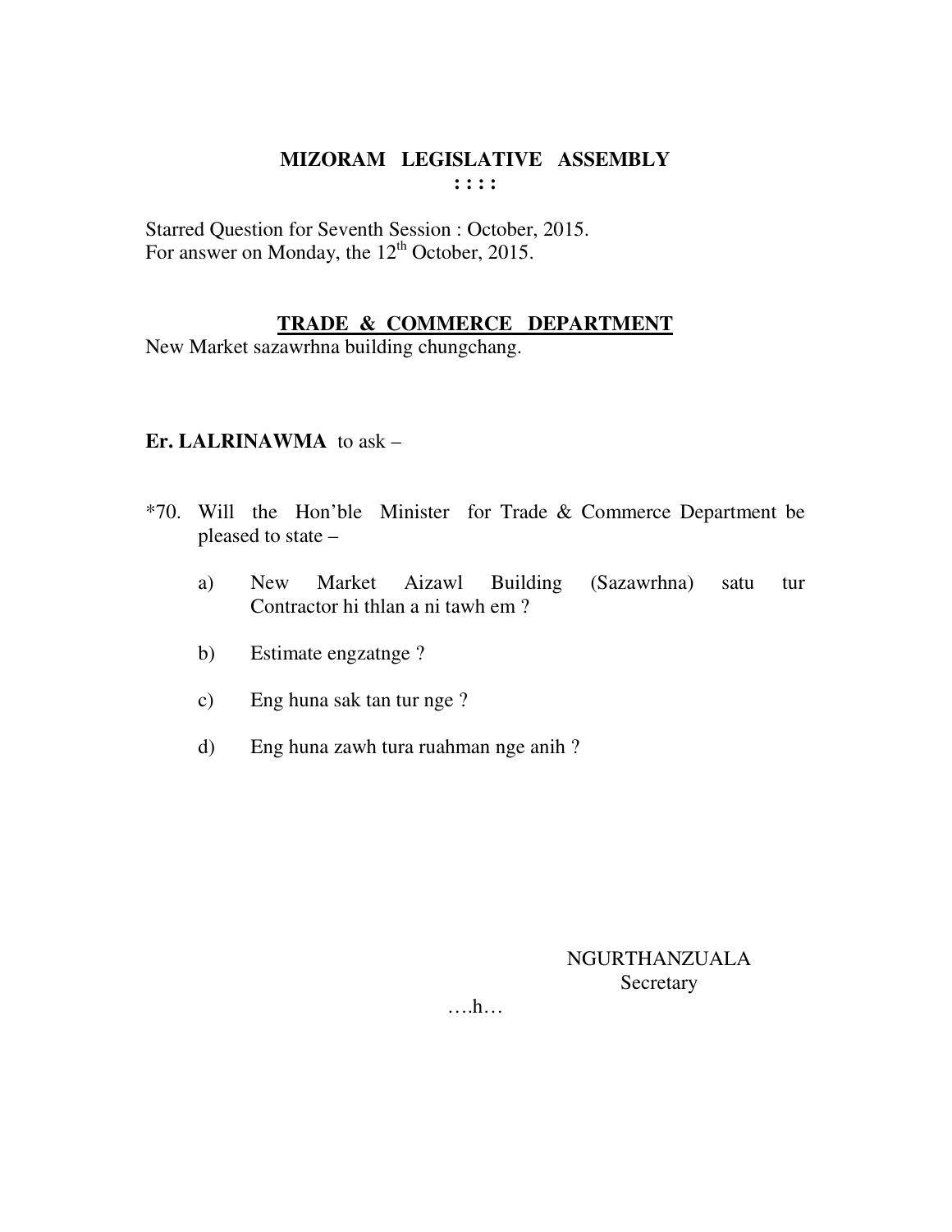# MIZORAM LEGISLATIVE ASSEMBLY

**: : : :**

Starred Question for Seventh Session : October, 2015.
For answer on Monday, the 12th October, 2015.

## TRADE & COMMERCE DEPARTMENT

New Market sazawrhna building chungchang.

**Er. LALRINAWMA** to ask –

*70. Will the Hon'ble Minister for Trade & Commerce Department be pleased to state –

a) New Market Aizawl Building (Sazawrhna) satu tur Contractor hi thlan a ni tawh em ?

b) Estimate engzatnge ?

c) Eng huna sak tan tur nge ?

d) Eng huna zawh tura ruahman nge anih ?

NGURTHANZUALA
Secretary

….h…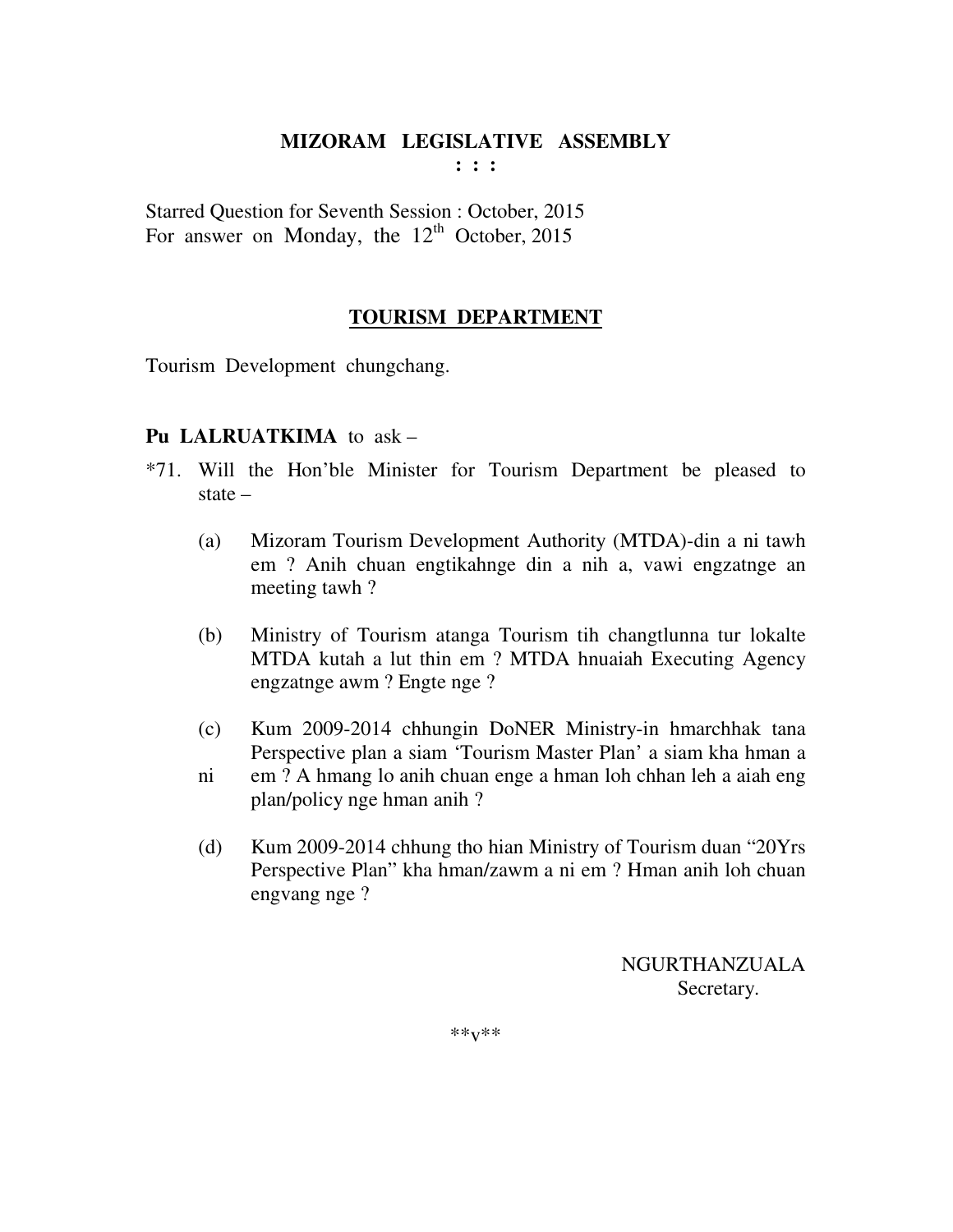**MIZORAM LEGISLATIVE ASSEMBLY**
**: : :**

Starred Question for Seventh Session : October, 2015
For answer on Monday, the 12th October, 2015

**TOURISM DEPARTMENT**

Tourism Development chungchang.

**Pu LALRUATKIMA** to ask –

*71. Will the Hon'ble Minister for Tourism Department be pleased to state –

(a) Mizoram Tourism Development Authority (MTDA)-din a ni tawh em ? Anih chuan engtikahnge din a nih a, vawi engzatnge an meeting tawh ?

(b) Ministry of Tourism atanga Tourism tih changtlunna tur lokalte MTDA kutah a lut thin em ? MTDA hnuaiah Executing Agency engzatnge awm ? Engte nge ?

(c) Kum 2009-2014 chhungin DoNER Ministry-in hmarchhak tana Perspective plan a siam 'Tourism Master Plan' a siam kha hman a ni em ? A hmang lo anih chuan enge a hman loh chhan leh a aiah eng plan/policy nge hman anih ?

(d) Kum 2009-2014 chhung tho hian Ministry of Tourism duan "20Yrs Perspective Plan" kha hman/zawm a ni em ? Hman anih loh chuan engvang nge ?

NGURTHANZUALA
Secretary.

**v**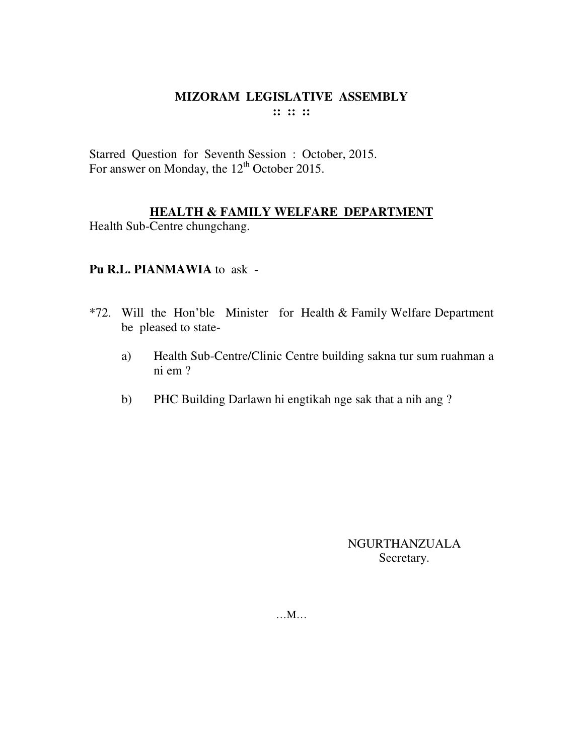# MIZORAM LEGISLATIVE ASSEMBLY

**:: :: ::**

Starred Question for Seventh Session : October, 2015.
For answer on Monday, the 12th October 2015.

## HEALTH & FAMILY WELFARE DEPARTMENT

Health Sub-Centre chungchang.

**Pu R.L. PIANMAWIA** to ask -

*72. Will the Hon'ble Minister for Health & Family Welfare Department be pleased to state-

a) Health Sub-Centre/Clinic Centre building sakna tur sum ruahman a ni em ?

b) PHC Building Darlawn hi engtikah nge sak that a nih ang ?

NGURTHANZUALA
Secretary.

…M…